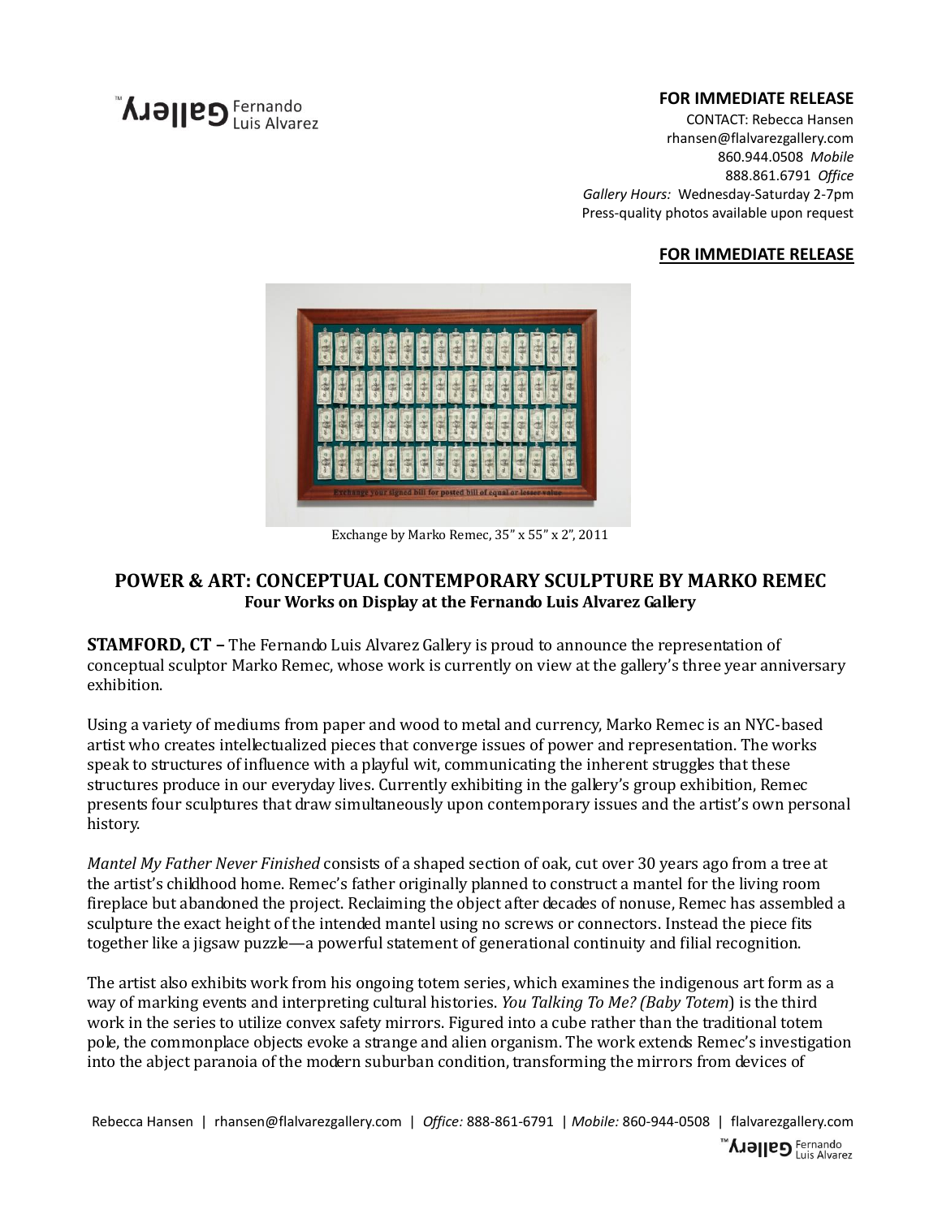Gallery Fernando Luis Alvarez

**FOR IMMEDIATE RELEASE**

CONTACT: Rebecca Hansen
rhansen@flalvarezgallery.com
860.944.0508 *Mobile*
888.861.6791 *Office*
*Gallery Hours:* Wednesday-Saturday 2-7pm
Press-quality photos available upon request

**FOR IMMEDIATE RELEASE**

Exchange by Marko Remec, 35" x 55" x 2", 2011

## POWER & ART: CONCEPTUAL CONTEMPORARY SCULPTURE BY MARKO REMEC

### Four Works on Display at the Fernando Luis Alvarez Gallery

**STAMFORD, CT –** The Fernando Luis Alvarez Gallery is proud to announce the representation of conceptual sculptor Marko Remec, whose work is currently on view at the gallery's three year anniversary exhibition.

Using a variety of mediums from paper and wood to metal and currency, Marko Remec is an NYC-based artist who creates intellectualized pieces that converge issues of power and representation. The works speak to structures of influence with a playful wit, communicating the inherent struggles that these structures produce in our everyday lives. Currently exhibiting in the gallery's group exhibition, Remec presents four sculptures that draw simultaneously upon contemporary issues and the artist's own personal history.

*Mantel My Father Never Finished* consists of a shaped section of oak, cut over 30 years ago from a tree at the artist's childhood home. Remec's father originally planned to construct a mantel for the living room fireplace but abandoned the project. Reclaiming the object after decades of nonuse, Remec has assembled a sculpture the exact height of the intended mantel using no screws or connectors. Instead the piece fits together like a jigsaw puzzle—a powerful statement of generational continuity and filial recognition.

The artist also exhibits work from his ongoing totem series, which examines the indigenous art form as a way of marking events and interpreting cultural histories. *You Talking To Me? (Baby Totem*) is the third work in the series to utilize convex safety mirrors. Figured into a cube rather than the traditional totem pole, the commonplace objects evoke a strange and alien organism. The work extends Remec's investigation into the abject paranoia of the modern suburban condition, transforming the mirrors from devices of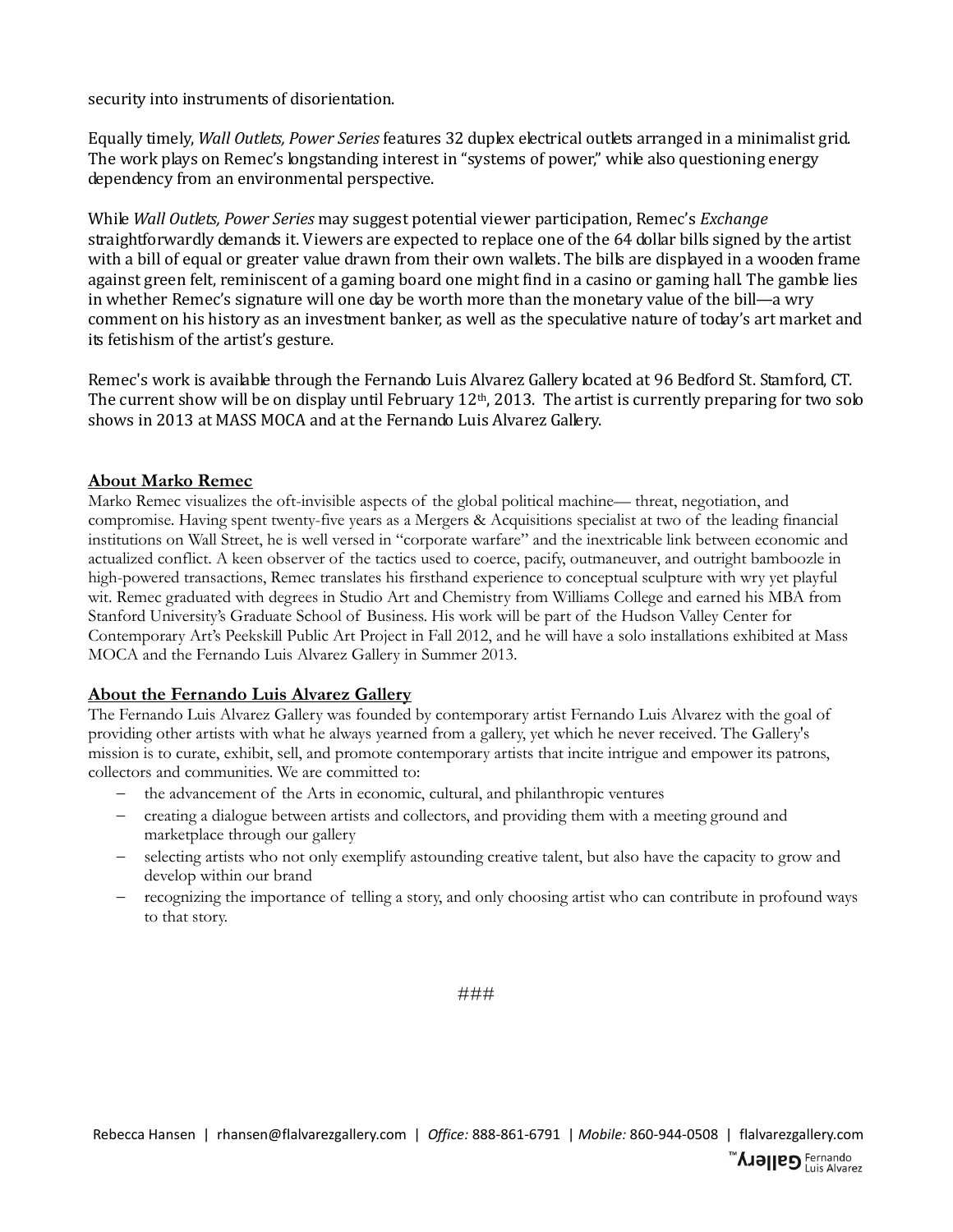security into instruments of disorientation.

Equally timely, *Wall Outlets, Power Series* features 32 duplex electrical outlets arranged in a minimalist grid. The work plays on Remec's longstanding interest in "systems of power," while also questioning energy dependency from an environmental perspective.

While *Wall Outlets, Power Series* may suggest potential viewer participation, Remec's *Exchange* straightforwardly demands it. Viewers are expected to replace one of the 64 dollar bills signed by the artist with a bill of equal or greater value drawn from their own wallets. The bills are displayed in a wooden frame against green felt, reminiscent of a gaming board one might find in a casino or gaming hall. The gamble lies in whether Remec's signature will one day be worth more than the monetary value of the bill—a wry comment on his history as an investment banker, as well as the speculative nature of today's art market and its fetishism of the artist's gesture.

Remec's work is available through the Fernando Luis Alvarez Gallery located at 96 Bedford St. Stamford, CT. The current show will be on display until February 12th, 2013. The artist is currently preparing for two solo shows in 2013 at MASS MOCA and at the Fernando Luis Alvarez Gallery.

## About Marko Remec

Marko Remec visualizes the oft-invisible aspects of the global political machine— threat, negotiation, and compromise. Having spent twenty-five years as a Mergers & Acquisitions specialist at two of the leading financial institutions on Wall Street, he is well versed in "corporate warfare" and the inextricable link between economic and actualized conflict. A keen observer of the tactics used to coerce, pacify, outmaneuver, and outright bamboozle in high-powered transactions, Remec translates his firsthand experience to conceptual sculpture with wry yet playful wit. Remec graduated with degrees in Studio Art and Chemistry from Williams College and earned his MBA from Stanford University's Graduate School of Business. His work will be part of the Hudson Valley Center for Contemporary Art's Peekskill Public Art Project in Fall 2012, and he will have a solo installations exhibited at Mass MOCA and the Fernando Luis Alvarez Gallery in Summer 2013.

## About the Fernando Luis Alvarez Gallery

The Fernando Luis Alvarez Gallery was founded by contemporary artist Fernando Luis Alvarez with the goal of providing other artists with what he always yearned from a gallery, yet which he never received. The Gallery's mission is to curate, exhibit, sell, and promote contemporary artists that incite intrigue and empower its patrons, collectors and communities. We are committed to:

- the advancement of the Arts in economic, cultural, and philanthropic ventures
- creating a dialogue between artists and collectors, and providing them with a meeting ground and marketplace through our gallery
- selecting artists who not only exemplify astounding creative talent, but also have the capacity to grow and develop within our brand
- recognizing the importance of telling a story, and only choosing artist who can contribute in profound ways to that story.

###

Rebecca Hansen | rhansen@flalvarezgallery.com | *Office:* 888-861-6791 | *Mobile:* 860-944-0508 | flalvarezgallery.com